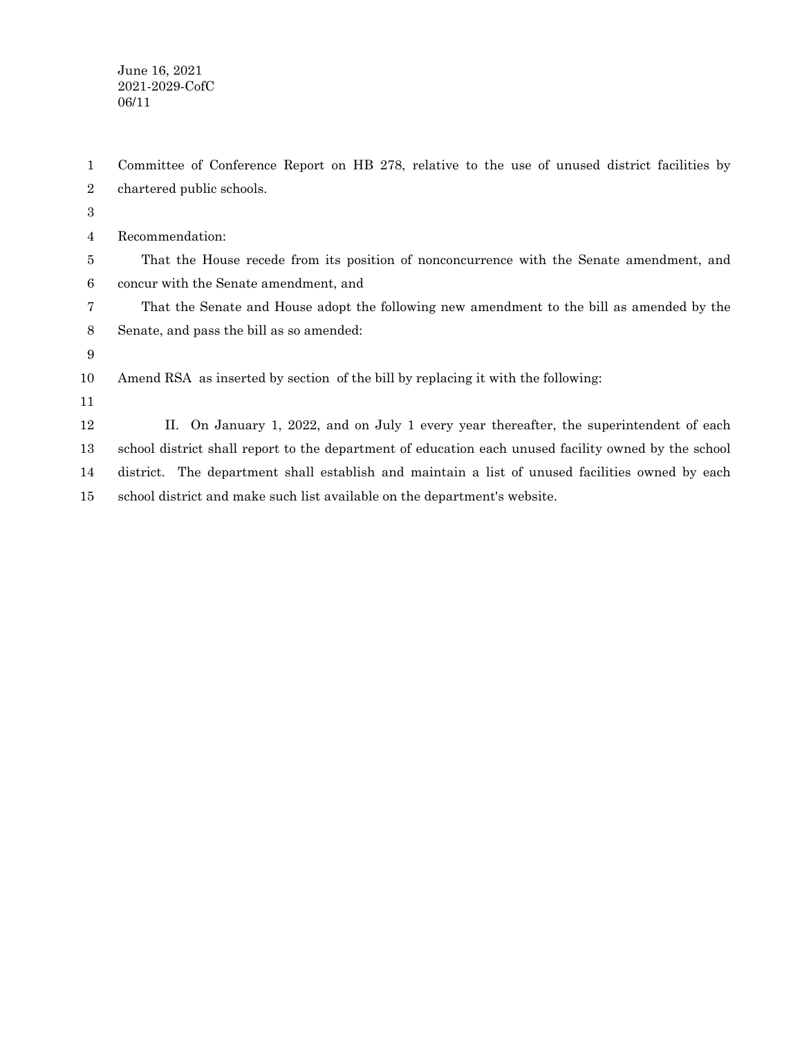June 16, 2021
2021-2029-CofC
06/11

Committee of Conference Report on HB 278, relative to the use of unused district facilities by chartered public schools.

Recommendation:

That the House recede from its position of nonconcurrence with the Senate amendment, and concur with the Senate amendment, and

That the Senate and House adopt the following new amendment to the bill as amended by the Senate, and pass the bill as so amended:

Amend RSA  as inserted by section  of the bill by replacing it with the following:

II. On January 1, 2022, and on July 1 every year thereafter, the superintendent of each school district shall report to the department of education each unused facility owned by the school district. The department shall establish and maintain a list of unused facilities owned by each school district and make such list available on the department's website.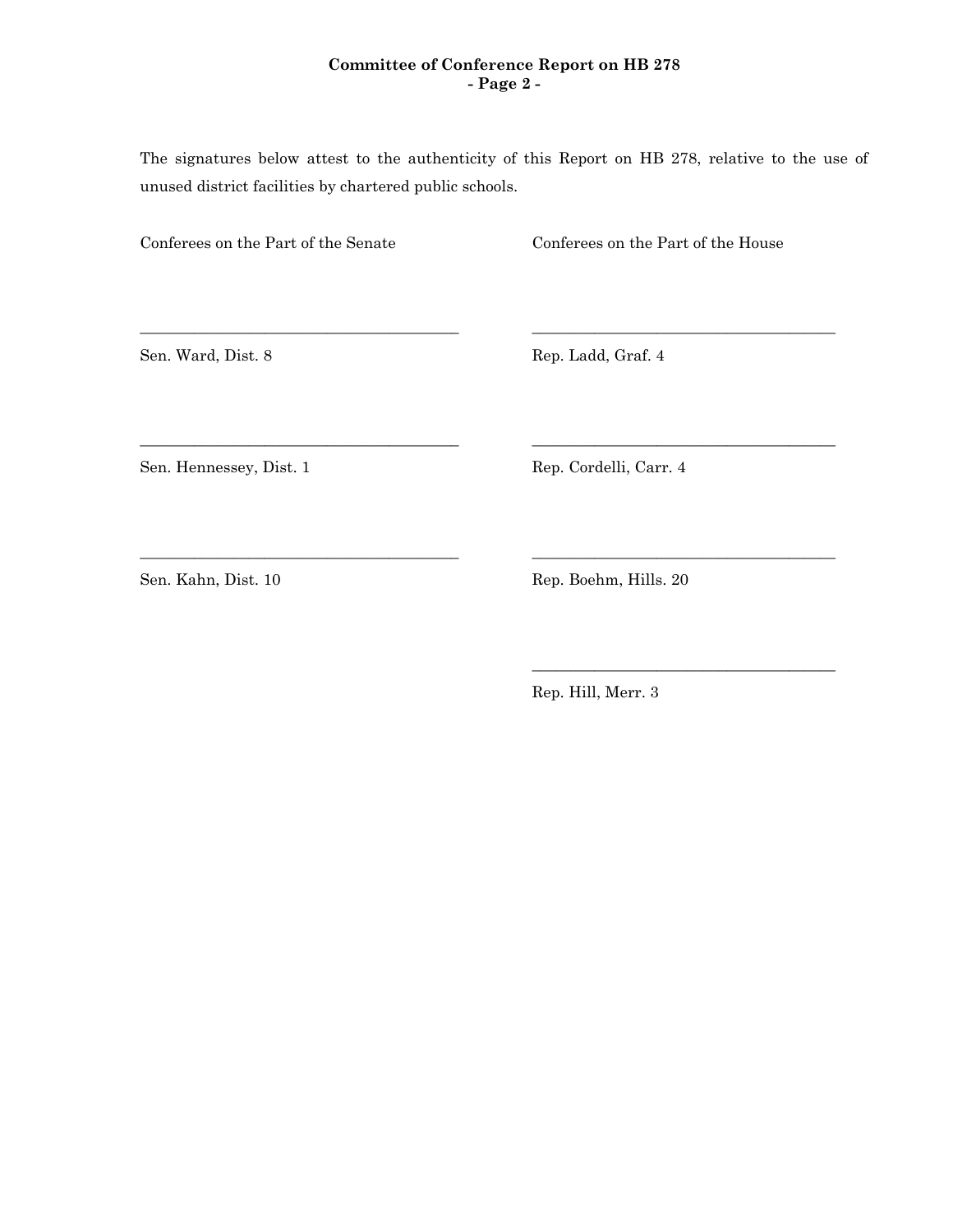**Committee of Conference Report on HB 278**

The signatures below attest to the authenticity of this Report on HB 278, relative to the use of unused district facilities by chartered public schools.

| Conferees on the Part of the Senate | Conferees on the Part of the House |
| --- | --- |
| ______________________________ | ______________________________ |
| Sen. Ward, Dist. 8 | Rep. Ladd, Graf. 4 |
| ______________________________ | ______________________________ |
| Sen. Hennessey, Dist. 1 | Rep. Cordelli, Carr. 4 |
| ______________________________ | ______________________________ |
| Sen. Kahn, Dist. 10 | Rep. Boehm, Hills. 20 |
| | ______________________________ |
| | Rep. Hill, Merr. 3 |